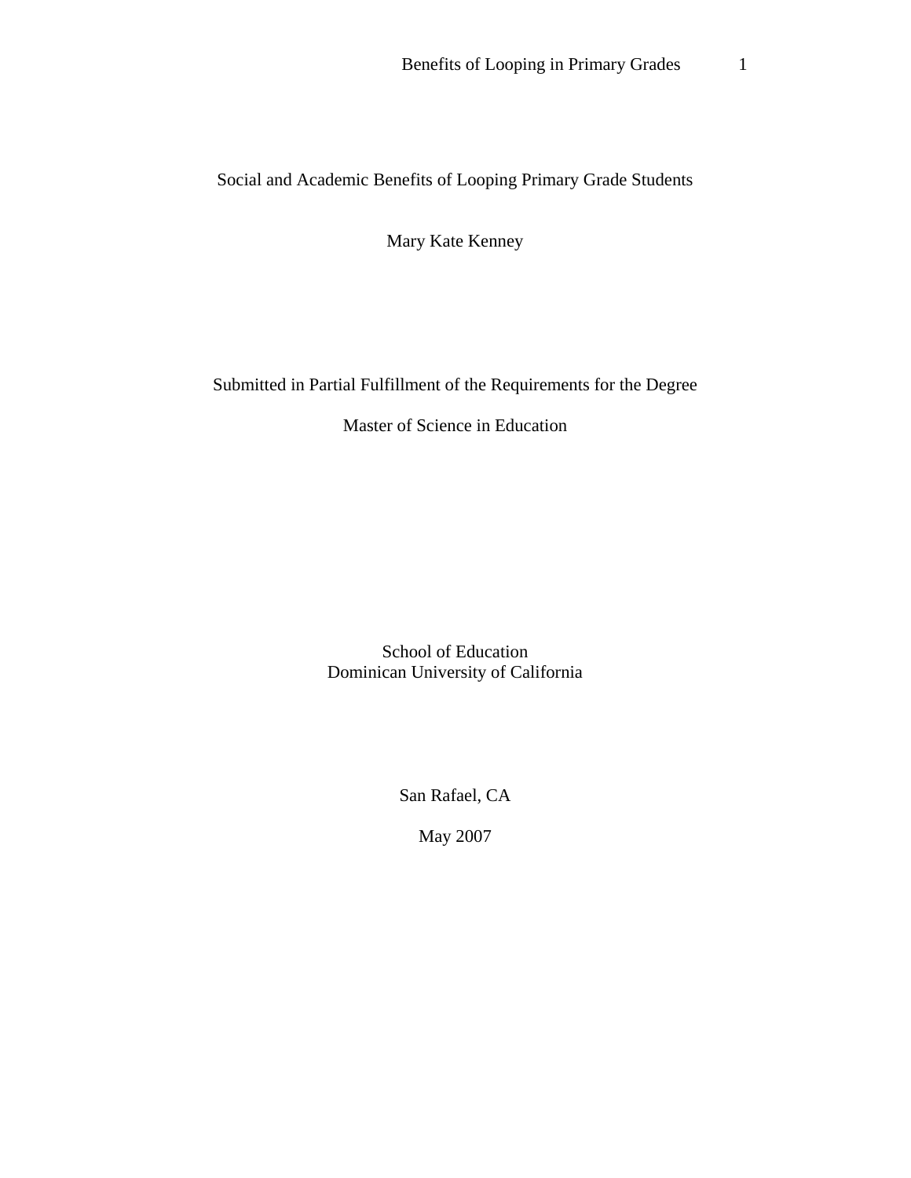# Social and Academic Benefits of Looping Primary Grade Students

Mary Kate Kenney

Submitted in Partial Fulfillment of the Requirements for the Degree

Master of Science in Education

School of Education
Dominican University of California

San Rafael, CA

May 2007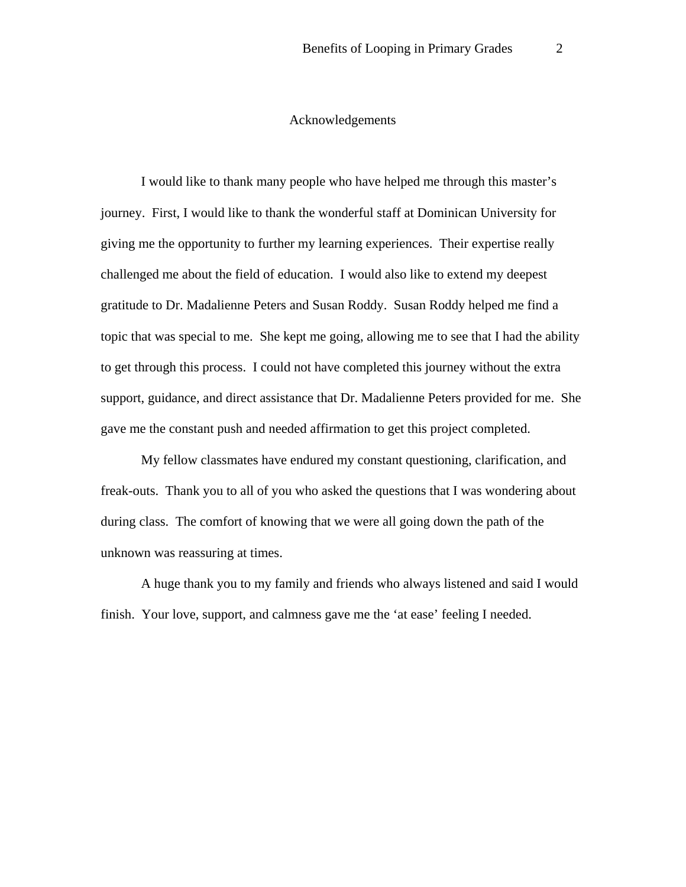# Acknowledgements

I would like to thank many people who have helped me through this master's journey. First, I would like to thank the wonderful staff at Dominican University for giving me the opportunity to further my learning experiences. Their expertise really challenged me about the field of education. I would also like to extend my deepest gratitude to Dr. Madalienne Peters and Susan Roddy. Susan Roddy helped me find a topic that was special to me. She kept me going, allowing me to see that I had the ability to get through this process. I could not have completed this journey without the extra support, guidance, and direct assistance that Dr. Madalienne Peters provided for me. She gave me the constant push and needed affirmation to get this project completed.

My fellow classmates have endured my constant questioning, clarification, and freak-outs. Thank you to all of you who asked the questions that I was wondering about during class. The comfort of knowing that we were all going down the path of the unknown was reassuring at times.

A huge thank you to my family and friends who always listened and said I would finish. Your love, support, and calmness gave me the 'at ease' feeling I needed.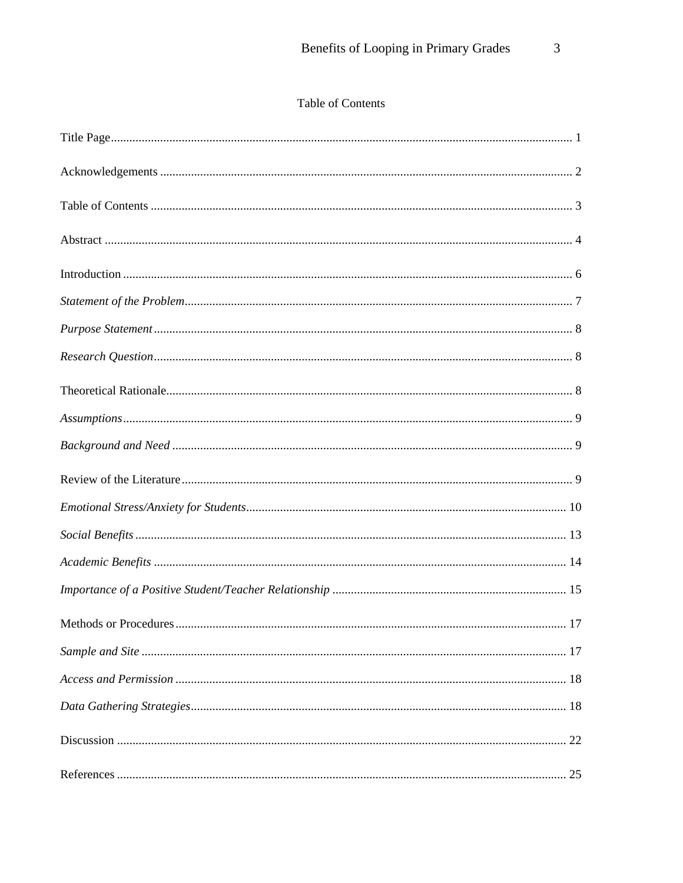# Table of Contents

Title Page ..................................................................................................................................... 1

Acknowledgements ...................................................................................................................... 2

Table of Contents ......................................................................................................................... 3

Abstract ........................................................................................................................................ 4

Introduction .................................................................................................................................. 6

*Statement of the Problem* ............................................................................................................. 7

*Purpose Statement* ....................................................................................................................... 8

*Research Question* ....................................................................................................................... 8

Theoretical Rationale .................................................................................................................... 8

*Assumptions* ................................................................................................................................ 9

*Background and Need* ................................................................................................................. 9

Review of the Literature ............................................................................................................... 9

*Emotional Stress/Anxiety for Students* ....................................................................................... 10

*Social Benefits* ........................................................................................................................... 13

*Academic Benefits* ..................................................................................................................... 14

*Importance of a Positive Student/Teacher Relationship* ............................................................ 15

Methods or Procedures ............................................................................................................... 17

*Sample and Site* ......................................................................................................................... 17

*Access and Permission* .............................................................................................................. 18

*Data Gathering Strategies* .......................................................................................................... 18

Discussion .................................................................................................................................. 22

References .................................................................................................................................. 25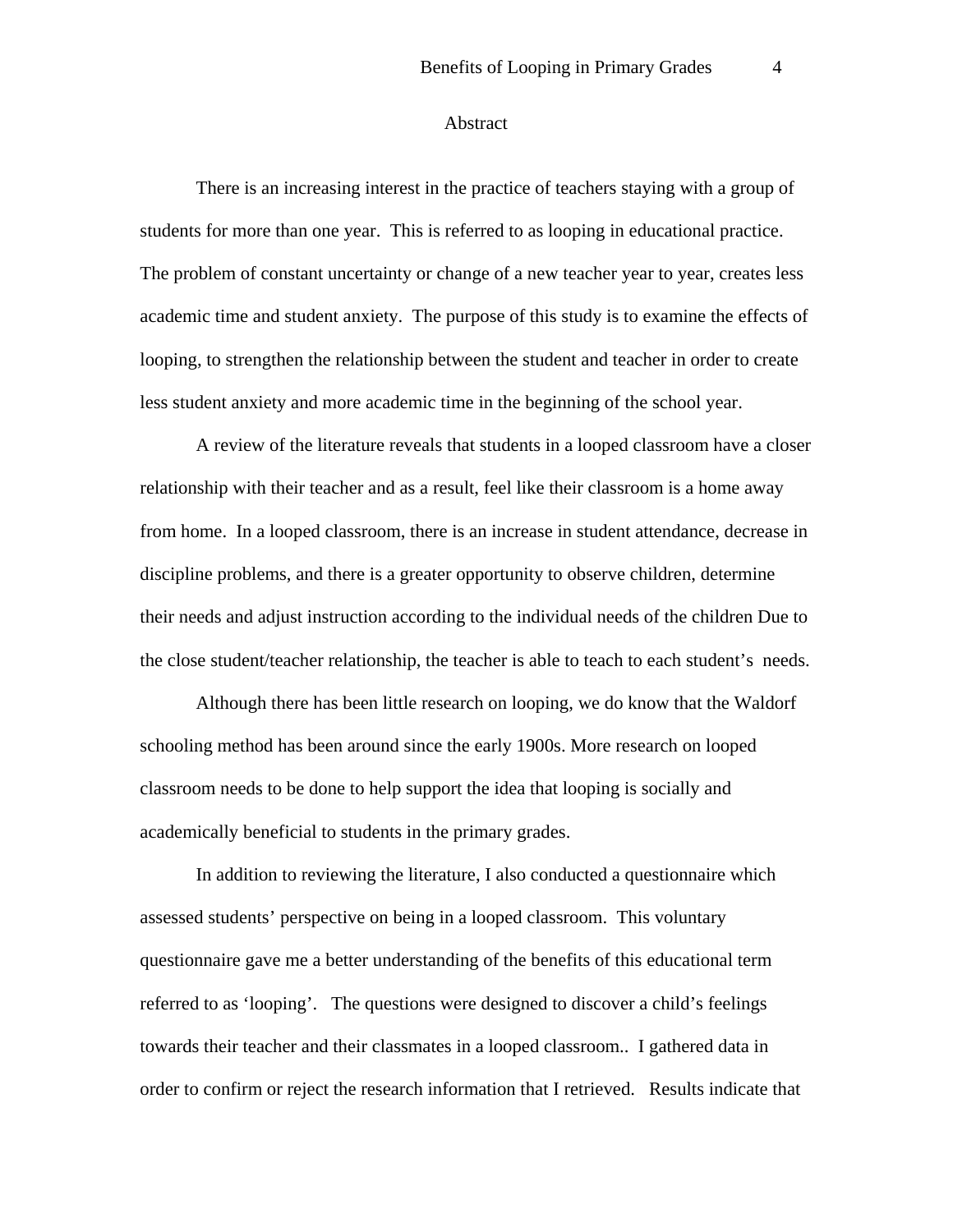# Abstract

There is an increasing interest in the practice of teachers staying with a group of students for more than one year. This is referred to as looping in educational practice. The problem of constant uncertainty or change of a new teacher year to year, creates less academic time and student anxiety. The purpose of this study is to examine the effects of looping, to strengthen the relationship between the student and teacher in order to create less student anxiety and more academic time in the beginning of the school year.

A review of the literature reveals that students in a looped classroom have a closer relationship with their teacher and as a result, feel like their classroom is a home away from home. In a looped classroom, there is an increase in student attendance, decrease in discipline problems, and there is a greater opportunity to observe children, determine their needs and adjust instruction according to the individual needs of the children Due to the close student/teacher relationship, the teacher is able to teach to each student's needs.

Although there has been little research on looping, we do know that the Waldorf schooling method has been around since the early 1900s. More research on looped classroom needs to be done to help support the idea that looping is socially and academically beneficial to students in the primary grades.

In addition to reviewing the literature, I also conducted a questionnaire which assessed students' perspective on being in a looped classroom. This voluntary questionnaire gave me a better understanding of the benefits of this educational term referred to as 'looping'. The questions were designed to discover a child's feelings towards their teacher and their classmates in a looped classroom.. I gathered data in order to confirm or reject the research information that I retrieved. Results indicate that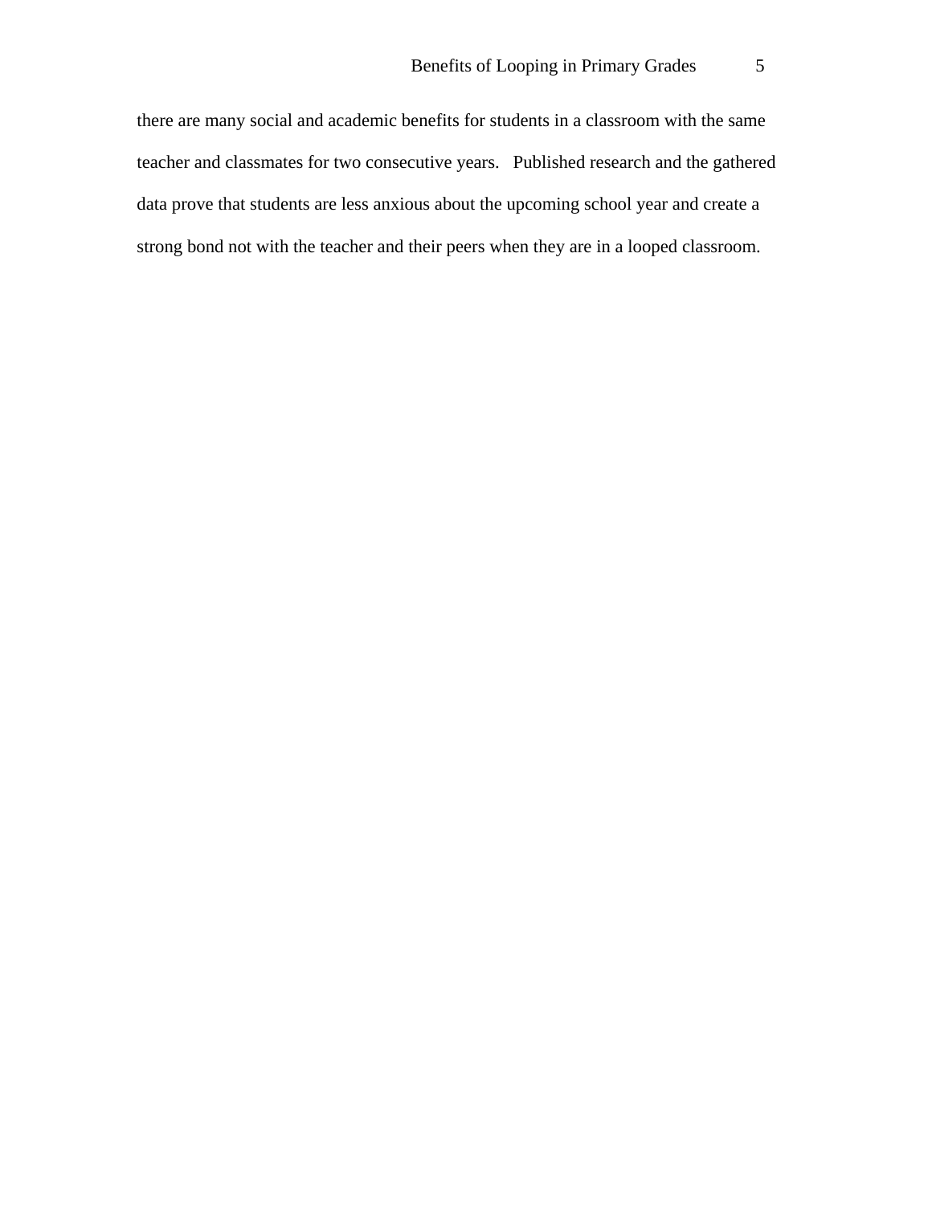there are many social and academic benefits for students in a classroom with the same teacher and classmates for two consecutive years. Published research and the gathered data prove that students are less anxious about the upcoming school year and create a strong bond not with the teacher and their peers when they are in a looped classroom.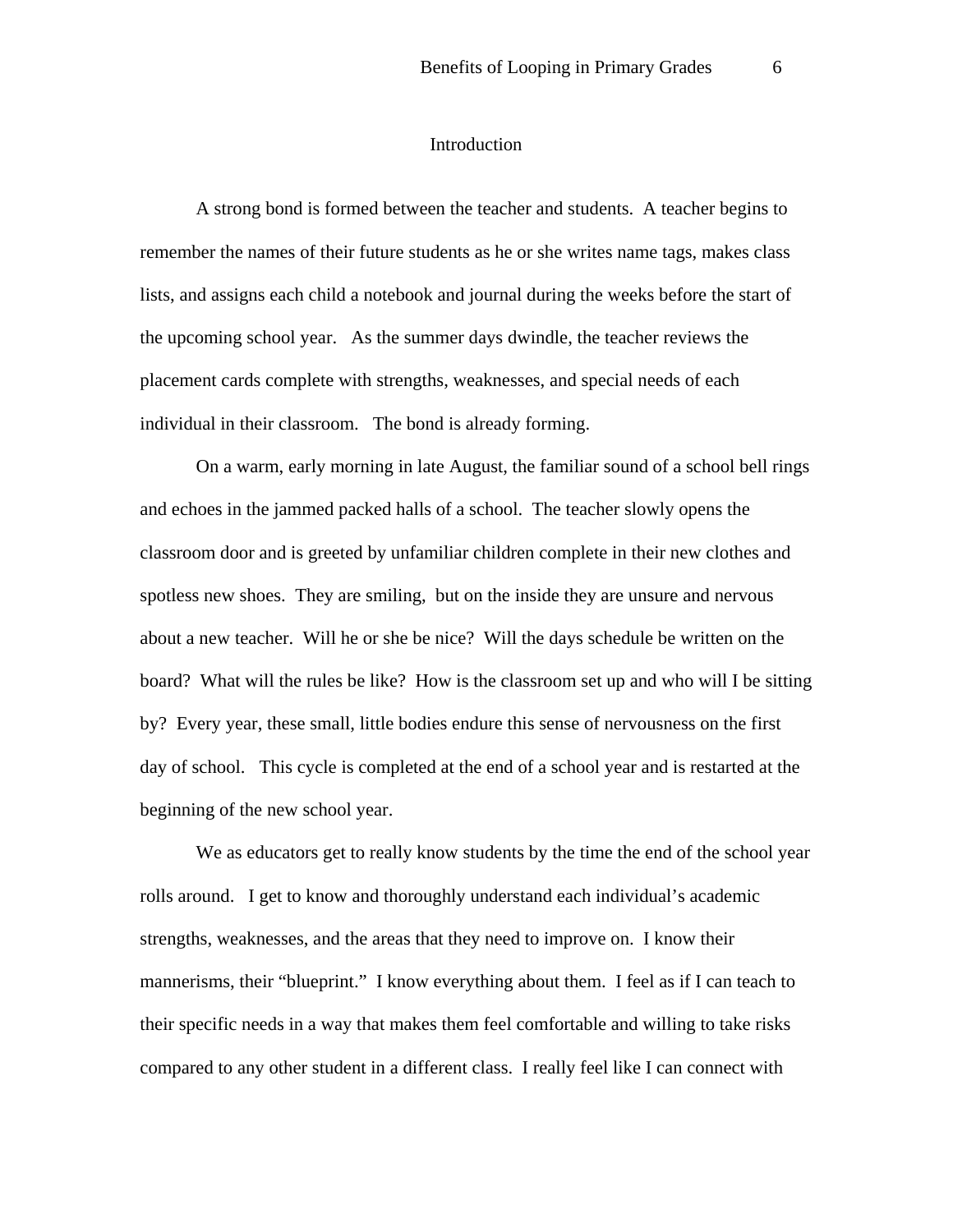# Introduction

A strong bond is formed between the teacher and students. A teacher begins to remember the names of their future students as he or she writes name tags, makes class lists, and assigns each child a notebook and journal during the weeks before the start of the upcoming school year. As the summer days dwindle, the teacher reviews the placement cards complete with strengths, weaknesses, and special needs of each individual in their classroom. The bond is already forming.

On a warm, early morning in late August, the familiar sound of a school bell rings and echoes in the jammed packed halls of a school. The teacher slowly opens the classroom door and is greeted by unfamiliar children complete in their new clothes and spotless new shoes. They are smiling, but on the inside they are unsure and nervous about a new teacher. Will he or she be nice? Will the days schedule be written on the board? What will the rules be like? How is the classroom set up and who will I be sitting by? Every year, these small, little bodies endure this sense of nervousness on the first day of school. This cycle is completed at the end of a school year and is restarted at the beginning of the new school year.

We as educators get to really know students by the time the end of the school year rolls around. I get to know and thoroughly understand each individual's academic strengths, weaknesses, and the areas that they need to improve on. I know their mannerisms, their "blueprint." I know everything about them. I feel as if I can teach to their specific needs in a way that makes them feel comfortable and willing to take risks compared to any other student in a different class. I really feel like I can connect with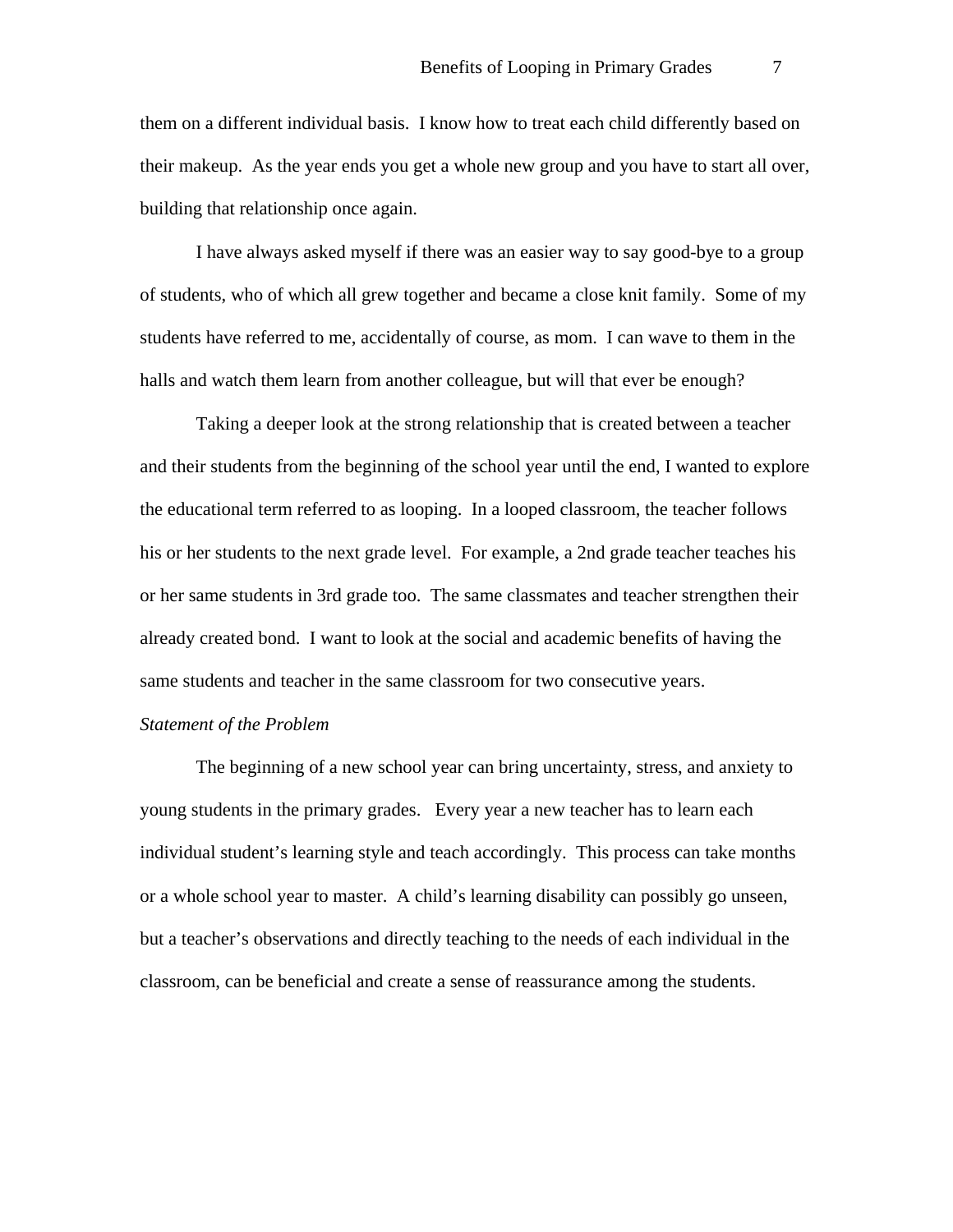them on a different individual basis. I know how to treat each child differently based on their makeup. As the year ends you get a whole new group and you have to start all over, building that relationship once again.

I have always asked myself if there was an easier way to say good-bye to a group of students, who of which all grew together and became a close knit family. Some of my students have referred to me, accidentally of course, as mom. I can wave to them in the halls and watch them learn from another colleague, but will that ever be enough?

Taking a deeper look at the strong relationship that is created between a teacher and their students from the beginning of the school year until the end, I wanted to explore the educational term referred to as looping. In a looped classroom, the teacher follows his or her students to the next grade level. For example, a 2nd grade teacher teaches his or her same students in 3rd grade too. The same classmates and teacher strengthen their already created bond. I want to look at the social and academic benefits of having the same students and teacher in the same classroom for two consecutive years.

*Statement of the Problem*

The beginning of a new school year can bring uncertainty, stress, and anxiety to young students in the primary grades. Every year a new teacher has to learn each individual student's learning style and teach accordingly. This process can take months or a whole school year to master. A child's learning disability can possibly go unseen, but a teacher's observations and directly teaching to the needs of each individual in the classroom, can be beneficial and create a sense of reassurance among the students.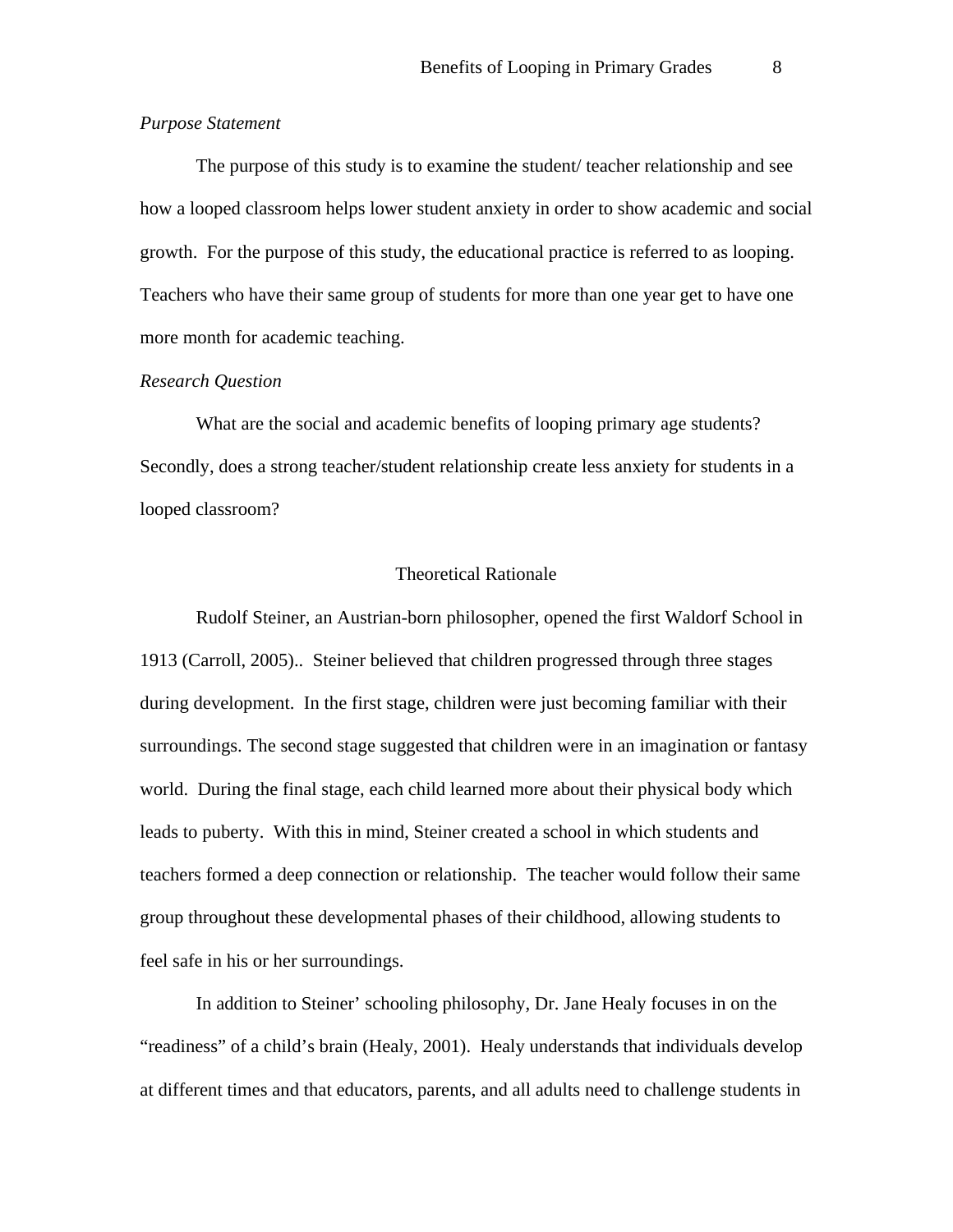*Purpose Statement*

The purpose of this study is to examine the student/ teacher relationship and see how a looped classroom helps lower student anxiety in order to show academic and social growth. For the purpose of this study, the educational practice is referred to as looping. Teachers who have their same group of students for more than one year get to have one more month for academic teaching.

*Research Question*

What are the social and academic benefits of looping primary age students? Secondly, does a strong teacher/student relationship create less anxiety for students in a looped classroom?

## Theoretical Rationale

Rudolf Steiner, an Austrian-born philosopher, opened the first Waldorf School in 1913 (Carroll, 2005).. Steiner believed that children progressed through three stages during development. In the first stage, children were just becoming familiar with their surroundings. The second stage suggested that children were in an imagination or fantasy world. During the final stage, each child learned more about their physical body which leads to puberty. With this in mind, Steiner created a school in which students and teachers formed a deep connection or relationship. The teacher would follow their same group throughout these developmental phases of their childhood, allowing students to feel safe in his or her surroundings.

In addition to Steiner' schooling philosophy, Dr. Jane Healy focuses in on the "readiness" of a child's brain (Healy, 2001). Healy understands that individuals develop at different times and that educators, parents, and all adults need to challenge students in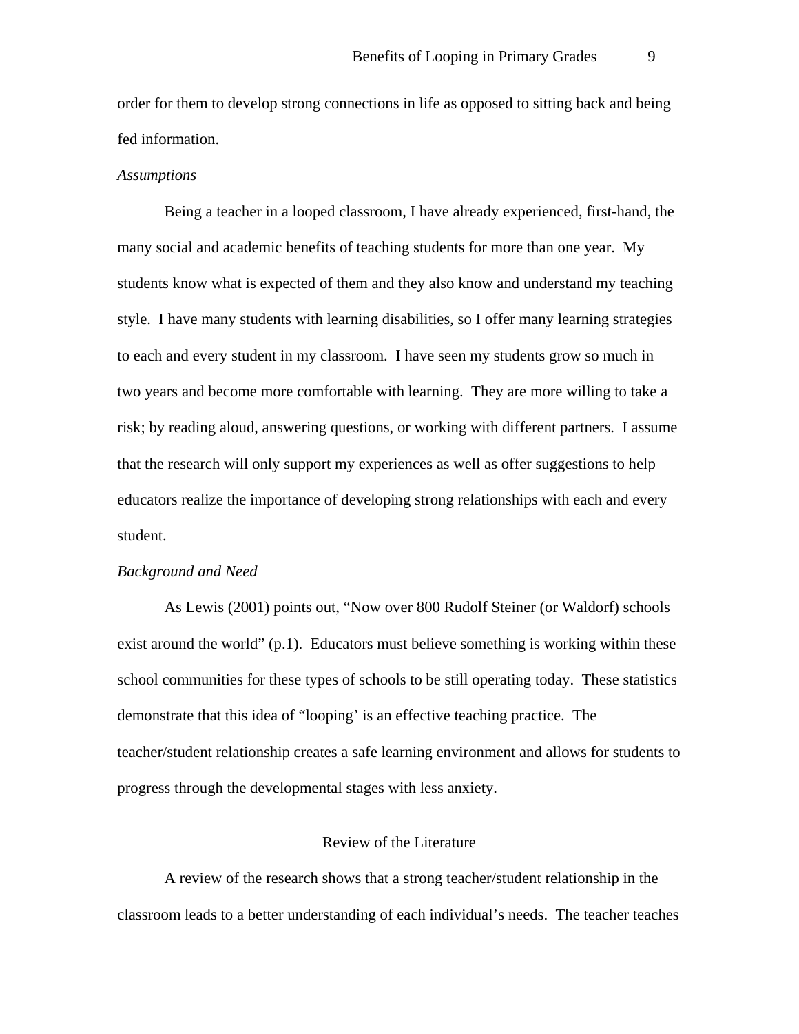order for them to develop strong connections in life as opposed to sitting back and being fed information.

*Assumptions*

Being a teacher in a looped classroom, I have already experienced, first-hand, the many social and academic benefits of teaching students for more than one year. My students know what is expected of them and they also know and understand my teaching style. I have many students with learning disabilities, so I offer many learning strategies to each and every student in my classroom. I have seen my students grow so much in two years and become more comfortable with learning. They are more willing to take a risk; by reading aloud, answering questions, or working with different partners. I assume that the research will only support my experiences as well as offer suggestions to help educators realize the importance of developing strong relationships with each and every student.

*Background and Need*

As Lewis (2001) points out, "Now over 800 Rudolf Steiner (or Waldorf) schools exist around the world" (p.1). Educators must believe something is working within these school communities for these types of schools to be still operating today. These statistics demonstrate that this idea of "looping' is an effective teaching practice. The teacher/student relationship creates a safe learning environment and allows for students to progress through the developmental stages with less anxiety.

## Review of the Literature

A review of the research shows that a strong teacher/student relationship in the classroom leads to a better understanding of each individual's needs. The teacher teaches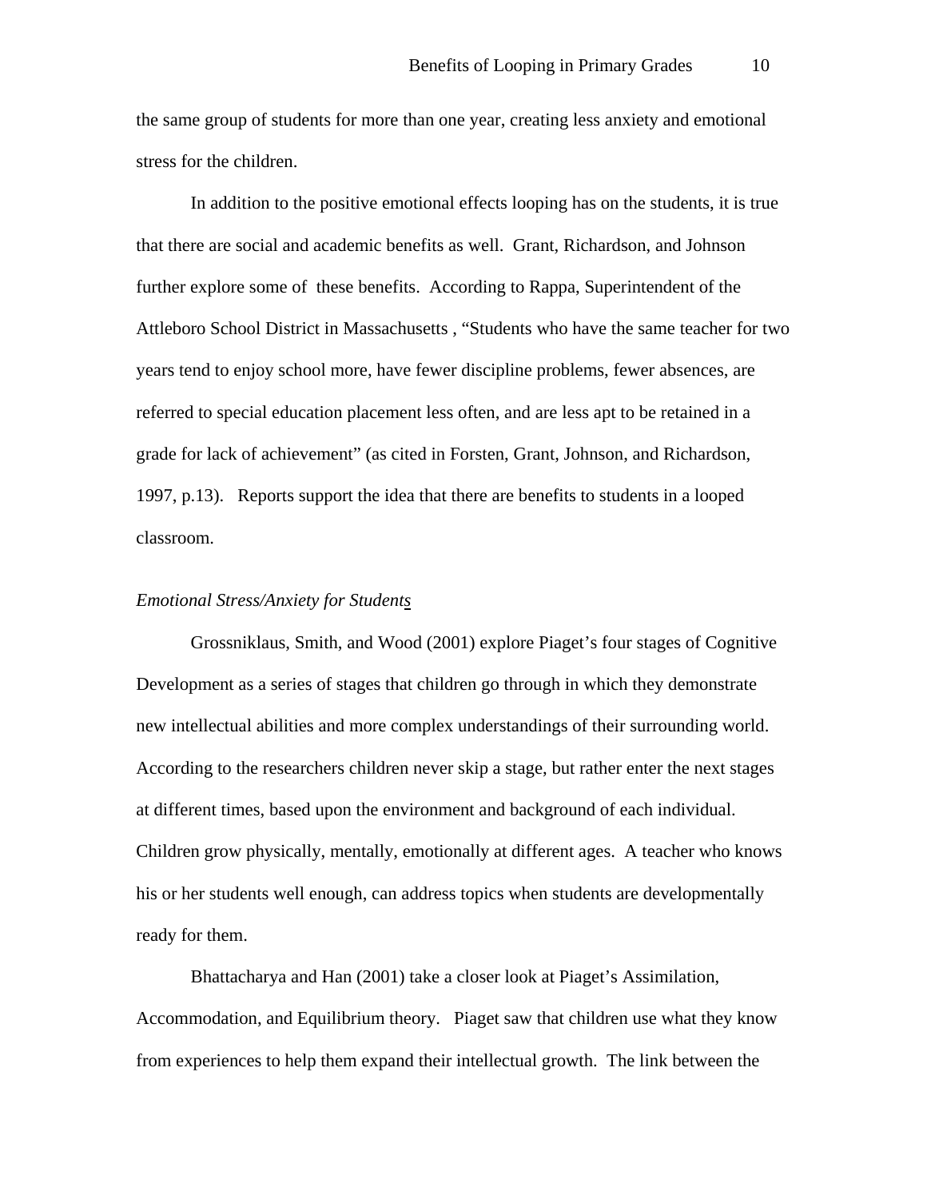the same group of students for more than one year, creating less anxiety and emotional stress for the children.

In addition to the positive emotional effects looping has on the students, it is true that there are social and academic benefits as well. Grant, Richardson, and Johnson further explore some of these benefits. According to Rappa, Superintendent of the Attleboro School District in Massachusetts , “Students who have the same teacher for two years tend to enjoy school more, have fewer discipline problems, fewer absences, are referred to special education placement less often, and are less apt to be retained in a grade for lack of achievement” (as cited in Forsten, Grant, Johnson, and Richardson, 1997, p.13). Reports support the idea that there are benefits to students in a looped classroom.

### *Emotional Stress/Anxiety for Students*

Grossniklaus, Smith, and Wood (2001) explore Piaget’s four stages of Cognitive Development as a series of stages that children go through in which they demonstrate new intellectual abilities and more complex understandings of their surrounding world. According to the researchers children never skip a stage, but rather enter the next stages at different times, based upon the environment and background of each individual. Children grow physically, mentally, emotionally at different ages. A teacher who knows his or her students well enough, can address topics when students are developmentally ready for them.

Bhattacharya and Han (2001) take a closer look at Piaget’s Assimilation, Accommodation, and Equilibrium theory. Piaget saw that children use what they know from experiences to help them expand their intellectual growth. The link between the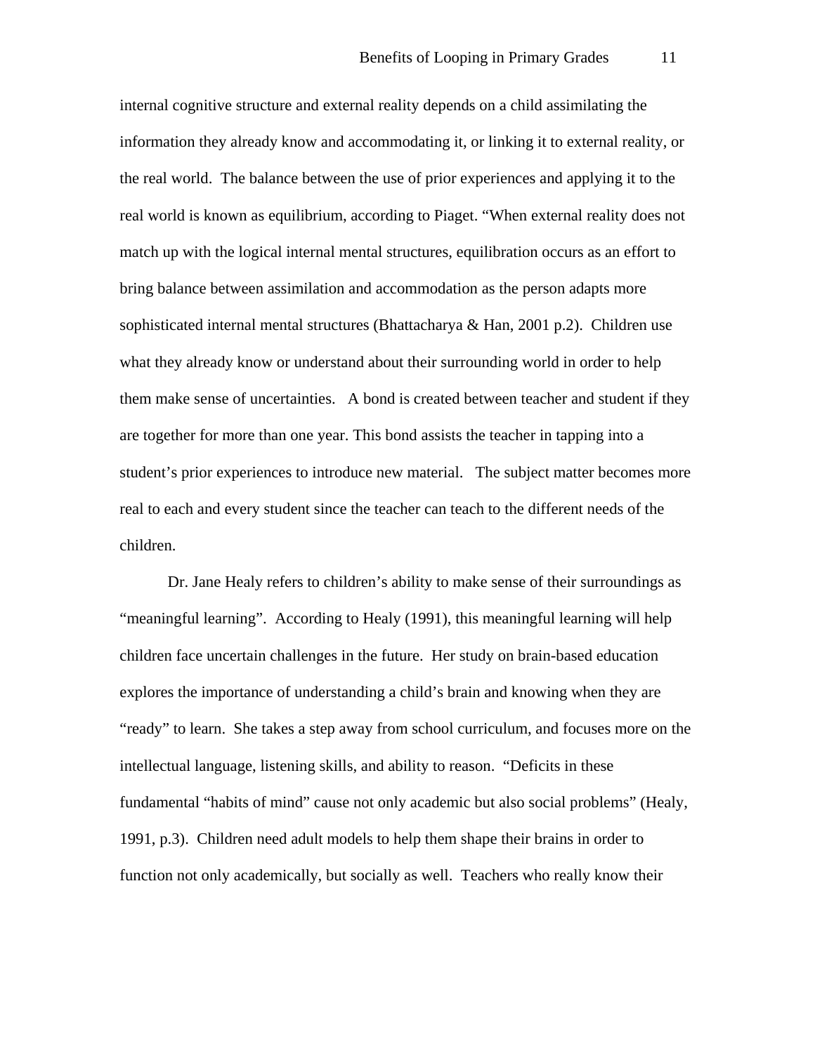internal cognitive structure and external reality depends on a child assimilating the information they already know and accommodating it, or linking it to external reality, or the real world.  The balance between the use of prior experiences and applying it to the real world is known as equilibrium, according to Piaget. "When external reality does not match up with the logical internal mental structures, equilibration occurs as an effort to bring balance between assimilation and accommodation as the person adapts more sophisticated internal mental structures (Bhattacharya & Han, 2001 p.2).  Children use what they already know or understand about their surrounding world in order to help them make sense of uncertainties.   A bond is created between teacher and student if they are together for more than one year. This bond assists the teacher in tapping into a student's prior experiences to introduce new material.   The subject matter becomes more real to each and every student since the teacher can teach to the different needs of the children.

Dr. Jane Healy refers to children's ability to make sense of their surroundings as "meaningful learning".  According to Healy (1991), this meaningful learning will help children face uncertain challenges in the future.  Her study on brain-based education explores the importance of understanding a child's brain and knowing when they are "ready" to learn.  She takes a step away from school curriculum, and focuses more on the intellectual language, listening skills, and ability to reason.  "Deficits in these fundamental "habits of mind" cause not only academic but also social problems" (Healy, 1991, p.3).  Children need adult models to help them shape their brains in order to function not only academically, but socially as well.  Teachers who really know their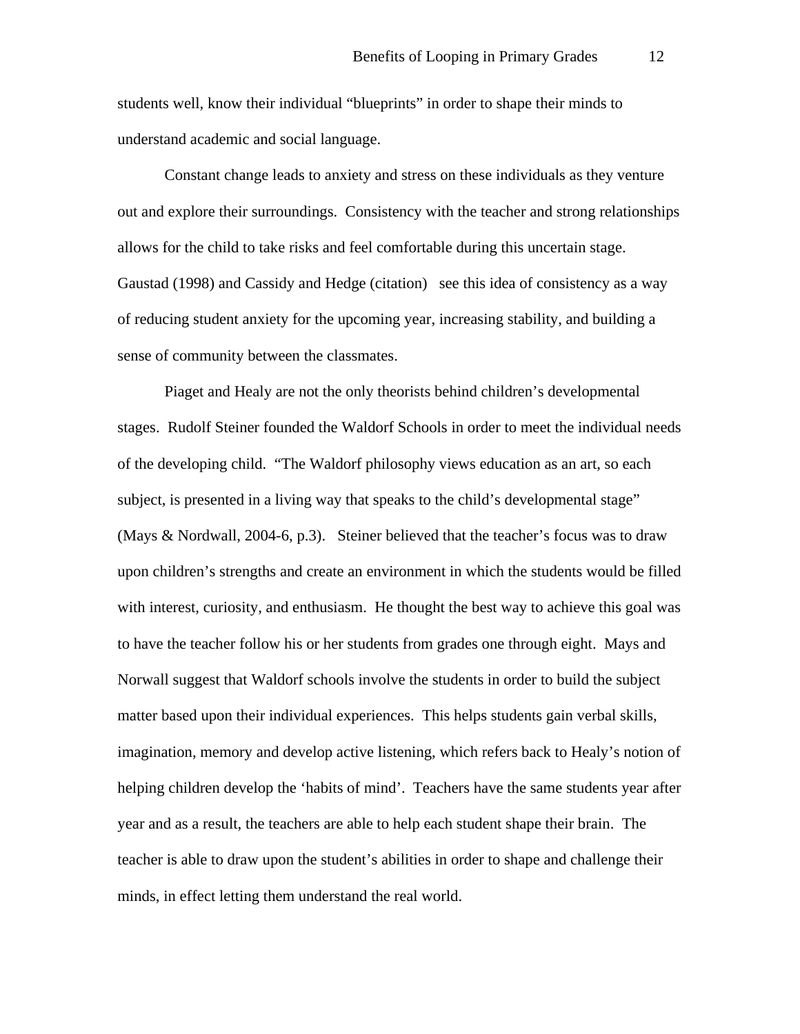students well, know their individual "blueprints" in order to shape their minds to understand academic and social language.

Constant change leads to anxiety and stress on these individuals as they venture out and explore their surroundings. Consistency with the teacher and strong relationships allows for the child to take risks and feel comfortable during this uncertain stage. Gaustad (1998) and Cassidy and Hedge (citation) see this idea of consistency as a way of reducing student anxiety for the upcoming year, increasing stability, and building a sense of community between the classmates.

Piaget and Healy are not the only theorists behind children's developmental stages. Rudolf Steiner founded the Waldorf Schools in order to meet the individual needs of the developing child. "The Waldorf philosophy views education as an art, so each subject, is presented in a living way that speaks to the child's developmental stage" (Mays & Nordwall, 2004-6, p.3). Steiner believed that the teacher's focus was to draw upon children's strengths and create an environment in which the students would be filled with interest, curiosity, and enthusiasm. He thought the best way to achieve this goal was to have the teacher follow his or her students from grades one through eight. Mays and Norwall suggest that Waldorf schools involve the students in order to build the subject matter based upon their individual experiences. This helps students gain verbal skills, imagination, memory and develop active listening, which refers back to Healy's notion of helping children develop the 'habits of mind'. Teachers have the same students year after year and as a result, the teachers are able to help each student shape their brain. The teacher is able to draw upon the student's abilities in order to shape and challenge their minds, in effect letting them understand the real world.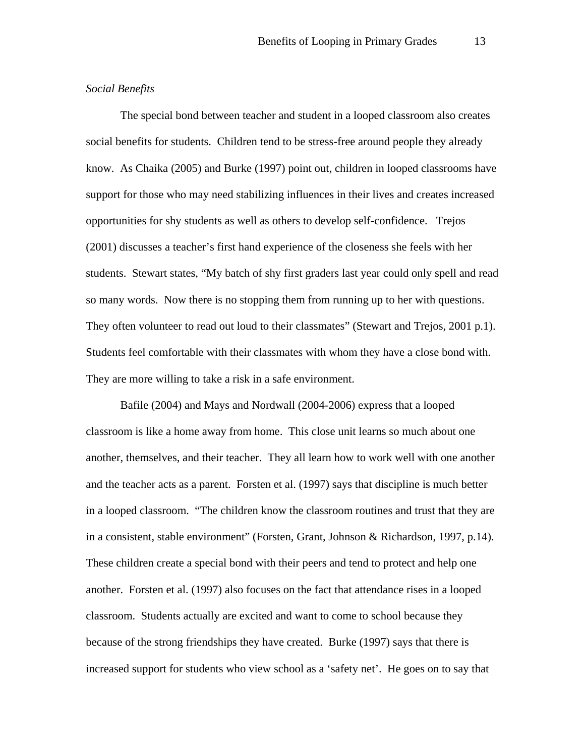*Social Benefits*

The special bond between teacher and student in a looped classroom also creates social benefits for students. Children tend to be stress-free around people they already know. As Chaika (2005) and Burke (1997) point out, children in looped classrooms have support for those who may need stabilizing influences in their lives and creates increased opportunities for shy students as well as others to develop self-confidence. Trejos (2001) discusses a teacher's first hand experience of the closeness she feels with her students. Stewart states, "My batch of shy first graders last year could only spell and read so many words. Now there is no stopping them from running up to her with questions. They often volunteer to read out loud to their classmates" (Stewart and Trejos, 2001 p.1). Students feel comfortable with their classmates with whom they have a close bond with. They are more willing to take a risk in a safe environment.

Bafile (2004) and Mays and Nordwall (2004-2006) express that a looped classroom is like a home away from home. This close unit learns so much about one another, themselves, and their teacher. They all learn how to work well with one another and the teacher acts as a parent. Forsten et al. (1997) says that discipline is much better in a looped classroom. "The children know the classroom routines and trust that they are in a consistent, stable environment" (Forsten, Grant, Johnson & Richardson, 1997, p.14). These children create a special bond with their peers and tend to protect and help one another. Forsten et al. (1997) also focuses on the fact that attendance rises in a looped classroom. Students actually are excited and want to come to school because they because of the strong friendships they have created. Burke (1997) says that there is increased support for students who view school as a 'safety net'. He goes on to say that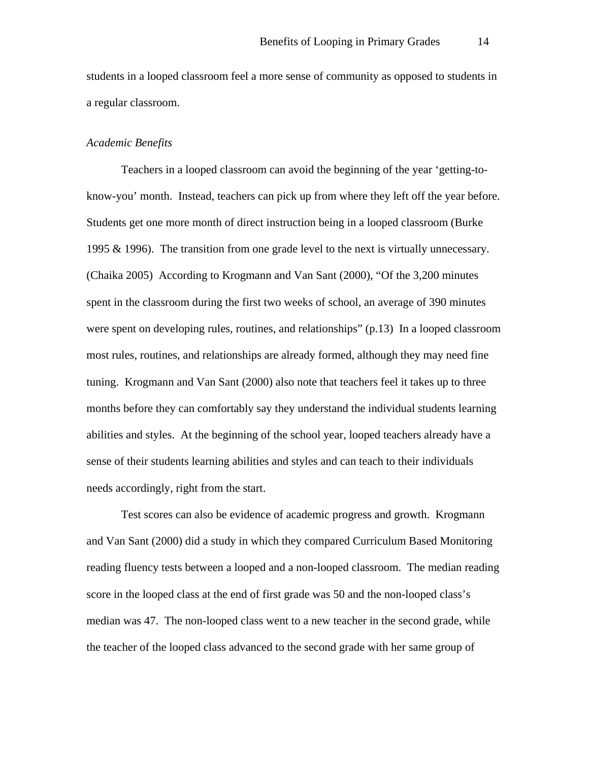students in a looped classroom feel a more sense of community as opposed to students in a regular classroom.

*Academic Benefits*

Teachers in a looped classroom can avoid the beginning of the year 'getting-to-know-you' month. Instead, teachers can pick up from where they left off the year before. Students get one more month of direct instruction being in a looped classroom (Burke 1995 & 1996). The transition from one grade level to the next is virtually unnecessary. (Chaika 2005) According to Krogmann and Van Sant (2000), "Of the 3,200 minutes spent in the classroom during the first two weeks of school, an average of 390 minutes were spent on developing rules, routines, and relationships" (p.13) In a looped classroom most rules, routines, and relationships are already formed, although they may need fine tuning. Krogmann and Van Sant (2000) also note that teachers feel it takes up to three months before they can comfortably say they understand the individual students learning abilities and styles. At the beginning of the school year, looped teachers already have a sense of their students learning abilities and styles and can teach to their individuals needs accordingly, right from the start.

Test scores can also be evidence of academic progress and growth. Krogmann and Van Sant (2000) did a study in which they compared Curriculum Based Monitoring reading fluency tests between a looped and a non-looped classroom. The median reading score in the looped class at the end of first grade was 50 and the non-looped class's median was 47. The non-looped class went to a new teacher in the second grade, while the teacher of the looped class advanced to the second grade with her same group of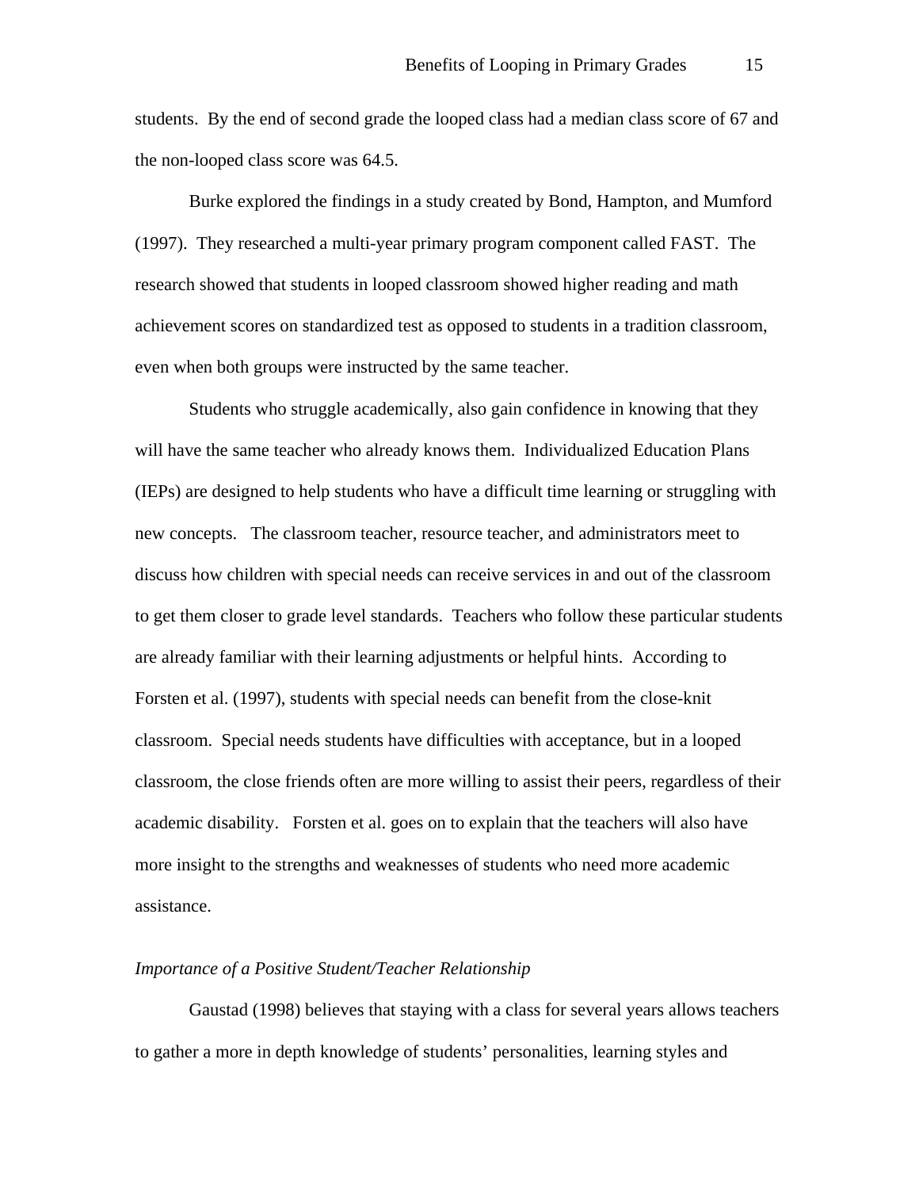students. By the end of second grade the looped class had a median class score of 67 and the non-looped class score was 64.5.

Burke explored the findings in a study created by Bond, Hampton, and Mumford (1997). They researched a multi-year primary program component called FAST. The research showed that students in looped classroom showed higher reading and math achievement scores on standardized test as opposed to students in a tradition classroom, even when both groups were instructed by the same teacher.

Students who struggle academically, also gain confidence in knowing that they will have the same teacher who already knows them. Individualized Education Plans (IEPs) are designed to help students who have a difficult time learning or struggling with new concepts. The classroom teacher, resource teacher, and administrators meet to discuss how children with special needs can receive services in and out of the classroom to get them closer to grade level standards. Teachers who follow these particular students are already familiar with their learning adjustments or helpful hints. According to Forsten et al. (1997), students with special needs can benefit from the close-knit classroom. Special needs students have difficulties with acceptance, but in a looped classroom, the close friends often are more willing to assist their peers, regardless of their academic disability. Forsten et al. goes on to explain that the teachers will also have more insight to the strengths and weaknesses of students who need more academic assistance.

### *Importance of a Positive Student/Teacher Relationship*

Gaustad (1998) believes that staying with a class for several years allows teachers to gather a more in depth knowledge of students' personalities, learning styles and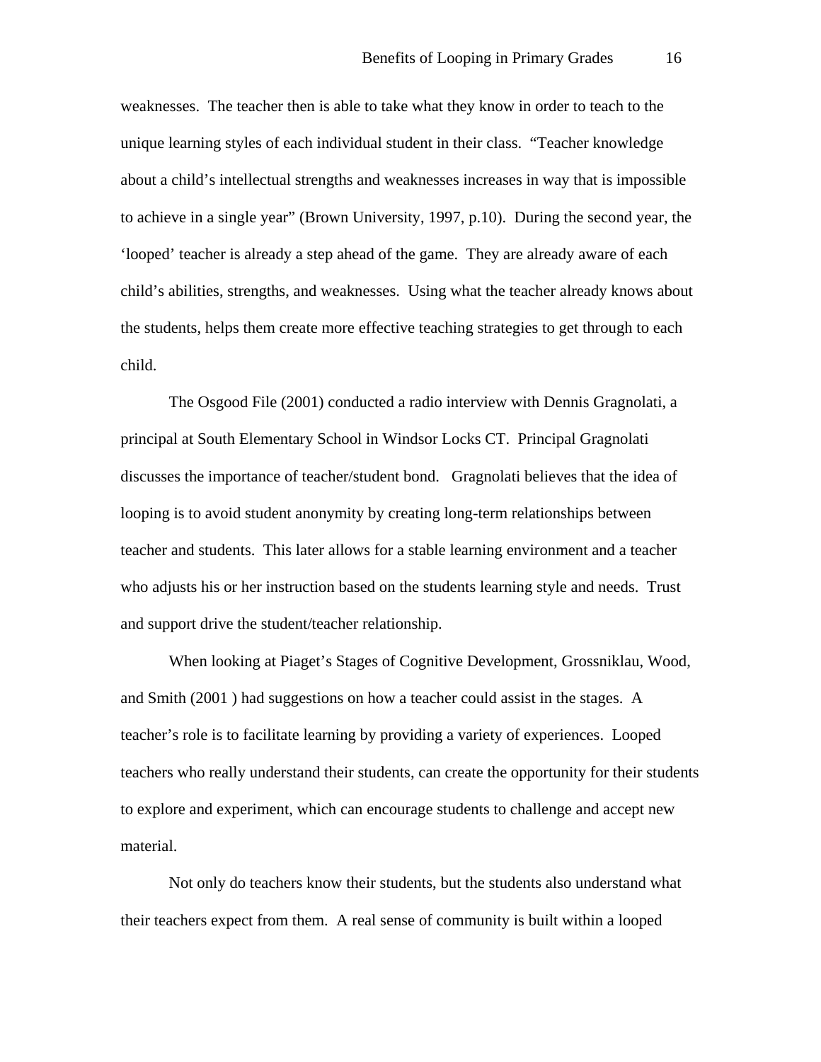weaknesses. The teacher then is able to take what they know in order to teach to the unique learning styles of each individual student in their class. "Teacher knowledge about a child's intellectual strengths and weaknesses increases in way that is impossible to achieve in a single year" (Brown University, 1997, p.10). During the second year, the 'looped' teacher is already a step ahead of the game. They are already aware of each child's abilities, strengths, and weaknesses. Using what the teacher already knows about the students, helps them create more effective teaching strategies to get through to each child.

The Osgood File (2001) conducted a radio interview with Dennis Gragnolati, a principal at South Elementary School in Windsor Locks CT. Principal Gragnolati discusses the importance of teacher/student bond. Gragnolati believes that the idea of looping is to avoid student anonymity by creating long-term relationships between teacher and students. This later allows for a stable learning environment and a teacher who adjusts his or her instruction based on the students learning style and needs. Trust and support drive the student/teacher relationship.

When looking at Piaget's Stages of Cognitive Development, Grossniklau, Wood, and Smith (2001 ) had suggestions on how a teacher could assist in the stages. A teacher's role is to facilitate learning by providing a variety of experiences. Looped teachers who really understand their students, can create the opportunity for their students to explore and experiment, which can encourage students to challenge and accept new material.

Not only do teachers know their students, but the students also understand what their teachers expect from them. A real sense of community is built within a looped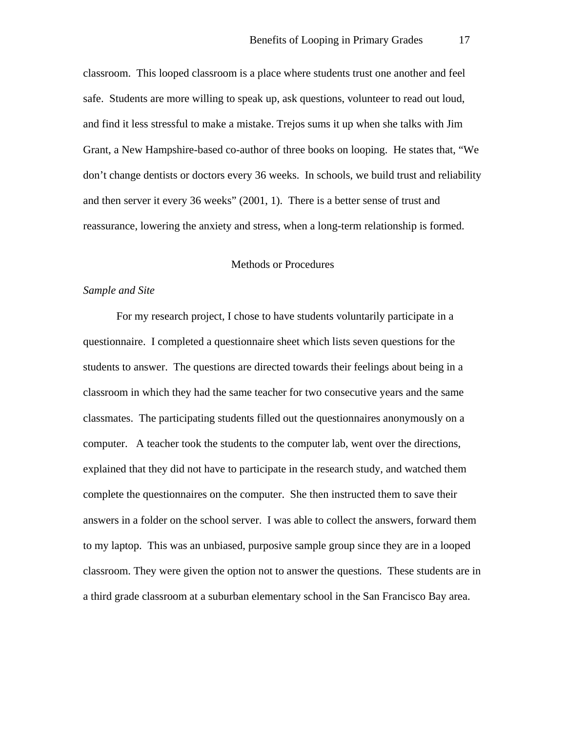classroom. This looped classroom is a place where students trust one another and feel safe. Students are more willing to speak up, ask questions, volunteer to read out loud, and find it less stressful to make a mistake. Trejos sums it up when she talks with Jim Grant, a New Hampshire-based co-author of three books on looping. He states that, "We don't change dentists or doctors every 36 weeks. In schools, we build trust and reliability and then server it every 36 weeks" (2001, 1). There is a better sense of trust and reassurance, lowering the anxiety and stress, when a long-term relationship is formed.

## Methods or Procedures

### *Sample and Site*

For my research project, I chose to have students voluntarily participate in a questionnaire. I completed a questionnaire sheet which lists seven questions for the students to answer. The questions are directed towards their feelings about being in a classroom in which they had the same teacher for two consecutive years and the same classmates. The participating students filled out the questionnaires anonymously on a computer. A teacher took the students to the computer lab, went over the directions, explained that they did not have to participate in the research study, and watched them complete the questionnaires on the computer. She then instructed them to save their answers in a folder on the school server. I was able to collect the answers, forward them to my laptop. This was an unbiased, purposive sample group since they are in a looped classroom. They were given the option not to answer the questions. These students are in a third grade classroom at a suburban elementary school in the San Francisco Bay area.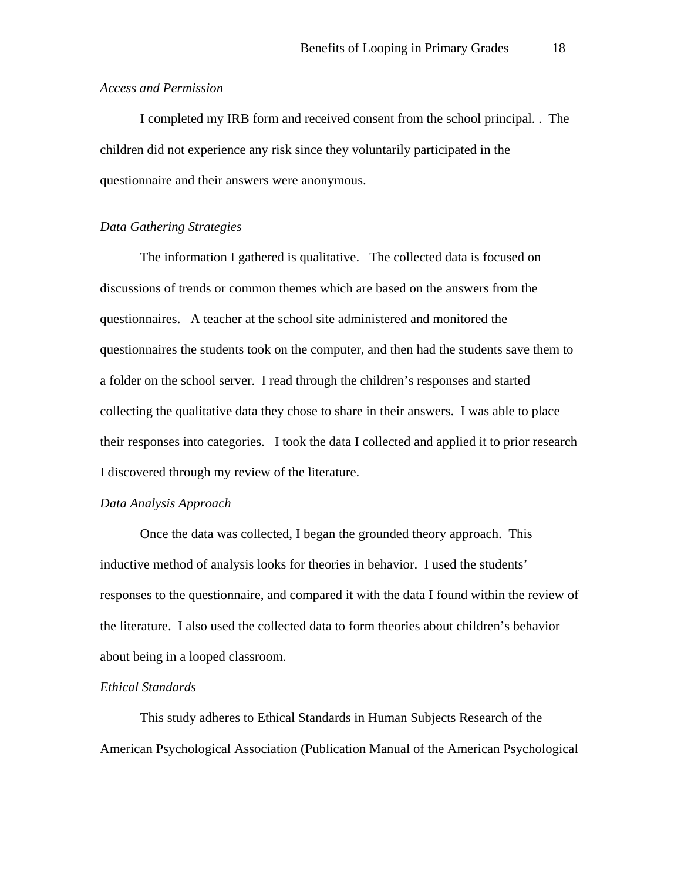*Access and Permission*

I completed my IRB form and received consent from the school principal. . The children did not experience any risk since they voluntarily participated in the questionnaire and their answers were anonymous.

*Data Gathering Strategies*

The information I gathered is qualitative. The collected data is focused on discussions of trends or common themes which are based on the answers from the questionnaires. A teacher at the school site administered and monitored the questionnaires the students took on the computer, and then had the students save them to a folder on the school server. I read through the children's responses and started collecting the qualitative data they chose to share in their answers. I was able to place their responses into categories. I took the data I collected and applied it to prior research I discovered through my review of the literature.

*Data Analysis Approach*

Once the data was collected, I began the grounded theory approach. This inductive method of analysis looks for theories in behavior. I used the students' responses to the questionnaire, and compared it with the data I found within the review of the literature. I also used the collected data to form theories about children's behavior about being in a looped classroom.

*Ethical Standards*

This study adheres to Ethical Standards in Human Subjects Research of the American Psychological Association (Publication Manual of the American Psychological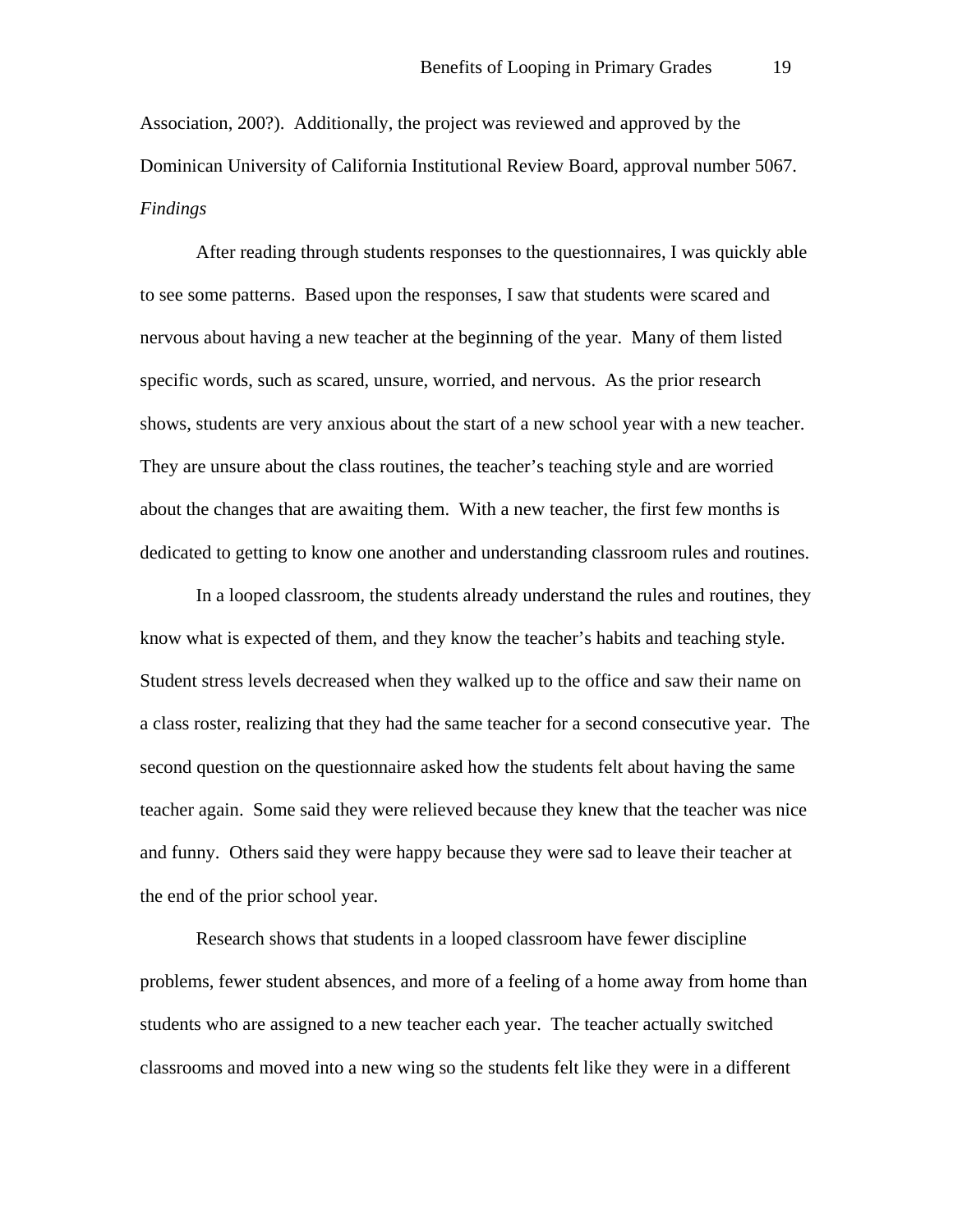Association, 200?). Additionally, the project was reviewed and approved by the Dominican University of California Institutional Review Board, approval number 5067.

### *Findings*

After reading through students responses to the questionnaires, I was quickly able to see some patterns. Based upon the responses, I saw that students were scared and nervous about having a new teacher at the beginning of the year. Many of them listed specific words, such as scared, unsure, worried, and nervous. As the prior research shows, students are very anxious about the start of a new school year with a new teacher. They are unsure about the class routines, the teacher's teaching style and are worried about the changes that are awaiting them. With a new teacher, the first few months is dedicated to getting to know one another and understanding classroom rules and routines.

In a looped classroom, the students already understand the rules and routines, they know what is expected of them, and they know the teacher's habits and teaching style. Student stress levels decreased when they walked up to the office and saw their name on a class roster, realizing that they had the same teacher for a second consecutive year. The second question on the questionnaire asked how the students felt about having the same teacher again. Some said they were relieved because they knew that the teacher was nice and funny. Others said they were happy because they were sad to leave their teacher at the end of the prior school year.

Research shows that students in a looped classroom have fewer discipline problems, fewer student absences, and more of a feeling of a home away from home than students who are assigned to a new teacher each year. The teacher actually switched classrooms and moved into a new wing so the students felt like they were in a different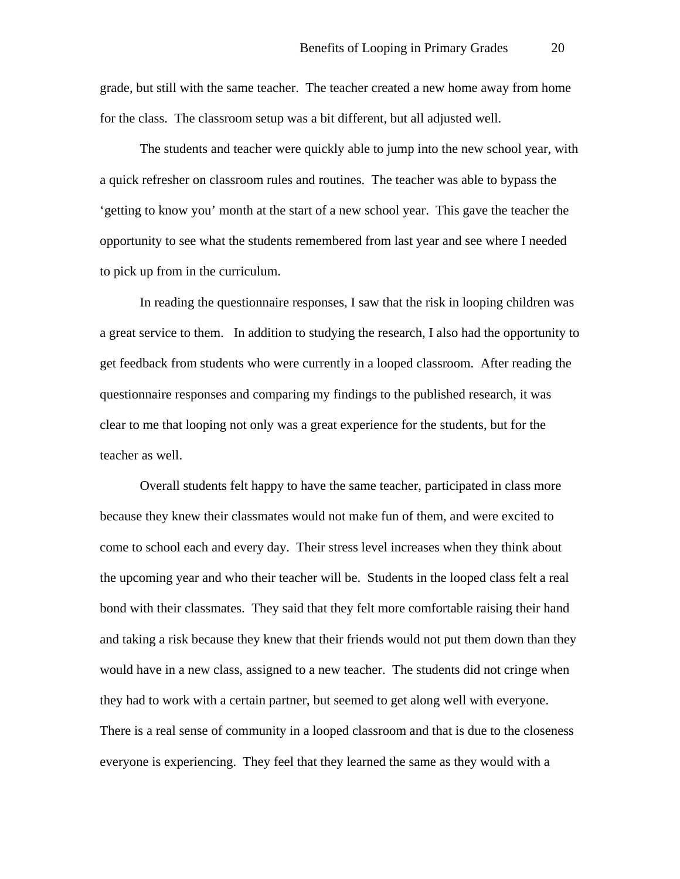grade, but still with the same teacher. The teacher created a new home away from home for the class. The classroom setup was a bit different, but all adjusted well.

The students and teacher were quickly able to jump into the new school year, with a quick refresher on classroom rules and routines. The teacher was able to bypass the 'getting to know you' month at the start of a new school year. This gave the teacher the opportunity to see what the students remembered from last year and see where I needed to pick up from in the curriculum.

In reading the questionnaire responses, I saw that the risk in looping children was a great service to them. In addition to studying the research, I also had the opportunity to get feedback from students who were currently in a looped classroom. After reading the questionnaire responses and comparing my findings to the published research, it was clear to me that looping not only was a great experience for the students, but for the teacher as well.

Overall students felt happy to have the same teacher, participated in class more because they knew their classmates would not make fun of them, and were excited to come to school each and every day. Their stress level increases when they think about the upcoming year and who their teacher will be. Students in the looped class felt a real bond with their classmates. They said that they felt more comfortable raising their hand and taking a risk because they knew that their friends would not put them down than they would have in a new class, assigned to a new teacher. The students did not cringe when they had to work with a certain partner, but seemed to get along well with everyone. There is a real sense of community in a looped classroom and that is due to the closeness everyone is experiencing. They feel that they learned the same as they would with a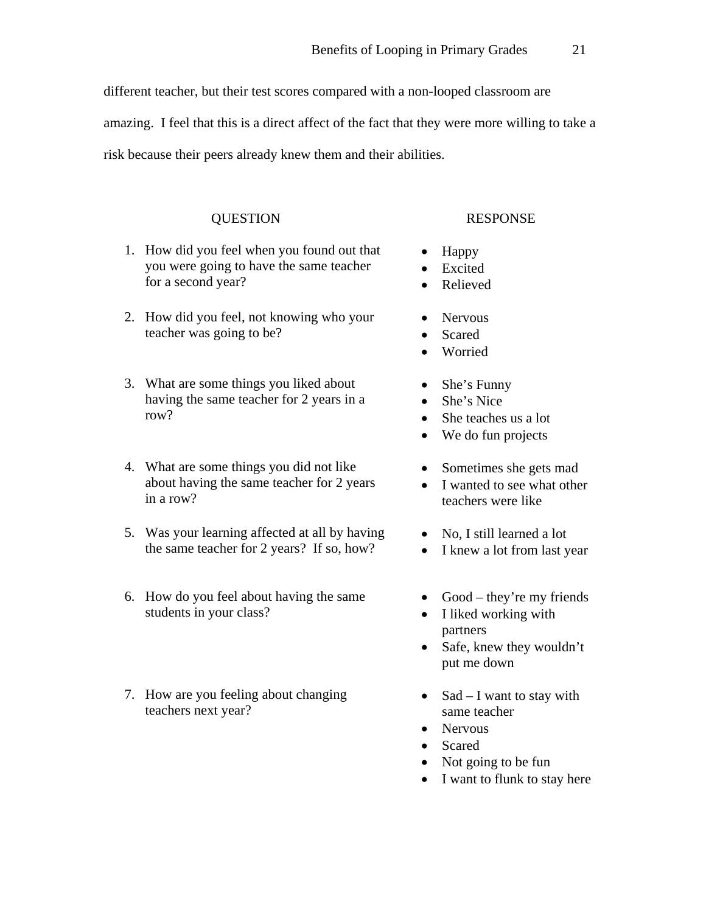different teacher, but their test scores compared with a non-looped classroom are amazing. I feel that this is a direct affect of the fact that they were more willing to take a risk because their peers already knew them and their abilities.

| QUESTION | RESPONSE |
|---|---|
| 1. How did you feel when you found out that you were going to have the same teacher for a second year? | • Happy<br>• Excited<br>• Relieved |
| 2. How did you feel, not knowing who your teacher was going to be? | • Nervous<br>• Scared<br>• Worried |
| 3. What are some things you liked about having the same teacher for 2 years in a row? | • She's Funny<br>• She's Nice<br>• She teaches us a lot<br>• We do fun projects |
| 4. What are some things you did not like about having the same teacher for 2 years in a row? | • Sometimes she gets mad<br>• I wanted to see what other teachers were like |
| 5. Was your learning affected at all by having the same teacher for 2 years? If so, how? | • No, I still learned a lot<br>• I knew a lot from last year |
| 6. How do you feel about having the same students in your class? | • Good – they're my friends<br>• I liked working with partners<br>• Safe, knew they wouldn't put me down |
| 7. How are you feeling about changing teachers next year? | • Sad – I want to stay with same teacher<br>• Nervous<br>• Scared<br>• Not going to be fun<br>• I want to flunk to stay here |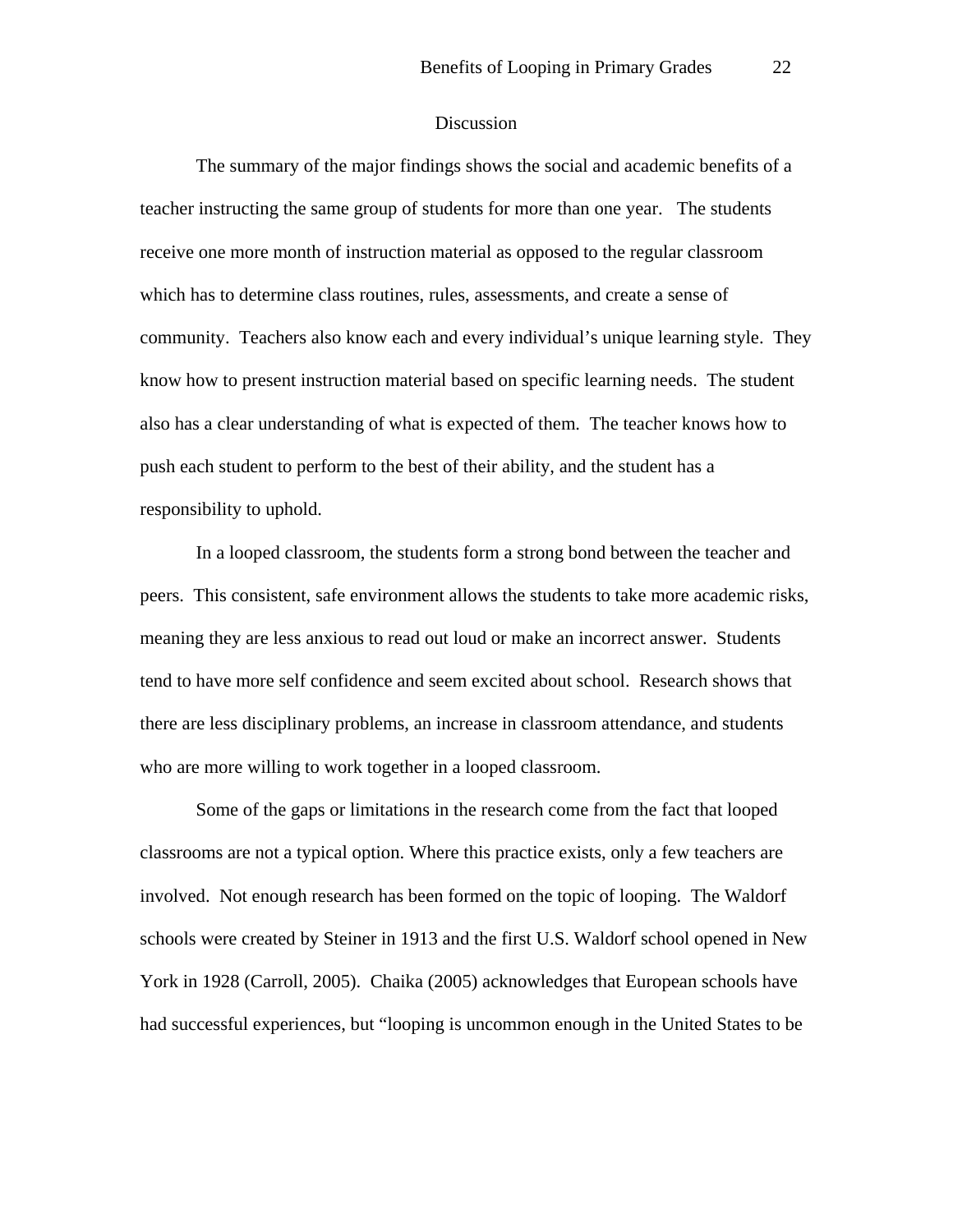## Discussion

The summary of the major findings shows the social and academic benefits of a teacher instructing the same group of students for more than one year. The students receive one more month of instruction material as opposed to the regular classroom which has to determine class routines, rules, assessments, and create a sense of community. Teachers also know each and every individual's unique learning style. They know how to present instruction material based on specific learning needs. The student also has a clear understanding of what is expected of them. The teacher knows how to push each student to perform to the best of their ability, and the student has a responsibility to uphold.

In a looped classroom, the students form a strong bond between the teacher and peers. This consistent, safe environment allows the students to take more academic risks, meaning they are less anxious to read out loud or make an incorrect answer. Students tend to have more self confidence and seem excited about school. Research shows that there are less disciplinary problems, an increase in classroom attendance, and students who are more willing to work together in a looped classroom.

Some of the gaps or limitations in the research come from the fact that looped classrooms are not a typical option. Where this practice exists, only a few teachers are involved. Not enough research has been formed on the topic of looping. The Waldorf schools were created by Steiner in 1913 and the first U.S. Waldorf school opened in New York in 1928 (Carroll, 2005). Chaika (2005) acknowledges that European schools have had successful experiences, but "looping is uncommon enough in the United States to be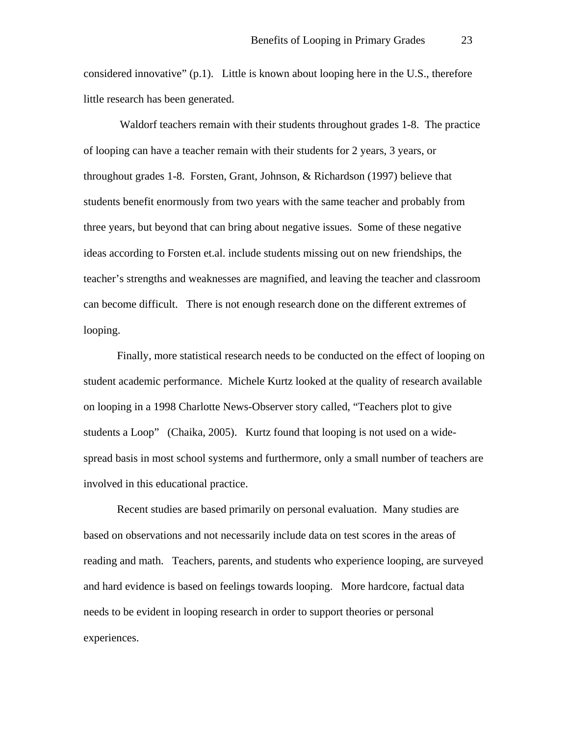considered innovative" (p.1). Little is known about looping here in the U.S., therefore little research has been generated.

Waldorf teachers remain with their students throughout grades 1-8. The practice of looping can have a teacher remain with their students for 2 years, 3 years, or throughout grades 1-8. Forsten, Grant, Johnson, & Richardson (1997) believe that students benefit enormously from two years with the same teacher and probably from three years, but beyond that can bring about negative issues. Some of these negative ideas according to Forsten et.al. include students missing out on new friendships, the teacher's strengths and weaknesses are magnified, and leaving the teacher and classroom can become difficult. There is not enough research done on the different extremes of looping.

Finally, more statistical research needs to be conducted on the effect of looping on student academic performance. Michele Kurtz looked at the quality of research available on looping in a 1998 Charlotte News-Observer story called, "Teachers plot to give students a Loop" (Chaika, 2005). Kurtz found that looping is not used on a wide-spread basis in most school systems and furthermore, only a small number of teachers are involved in this educational practice.

Recent studies are based primarily on personal evaluation. Many studies are based on observations and not necessarily include data on test scores in the areas of reading and math. Teachers, parents, and students who experience looping, are surveyed and hard evidence is based on feelings towards looping. More hardcore, factual data needs to be evident in looping research in order to support theories or personal experiences.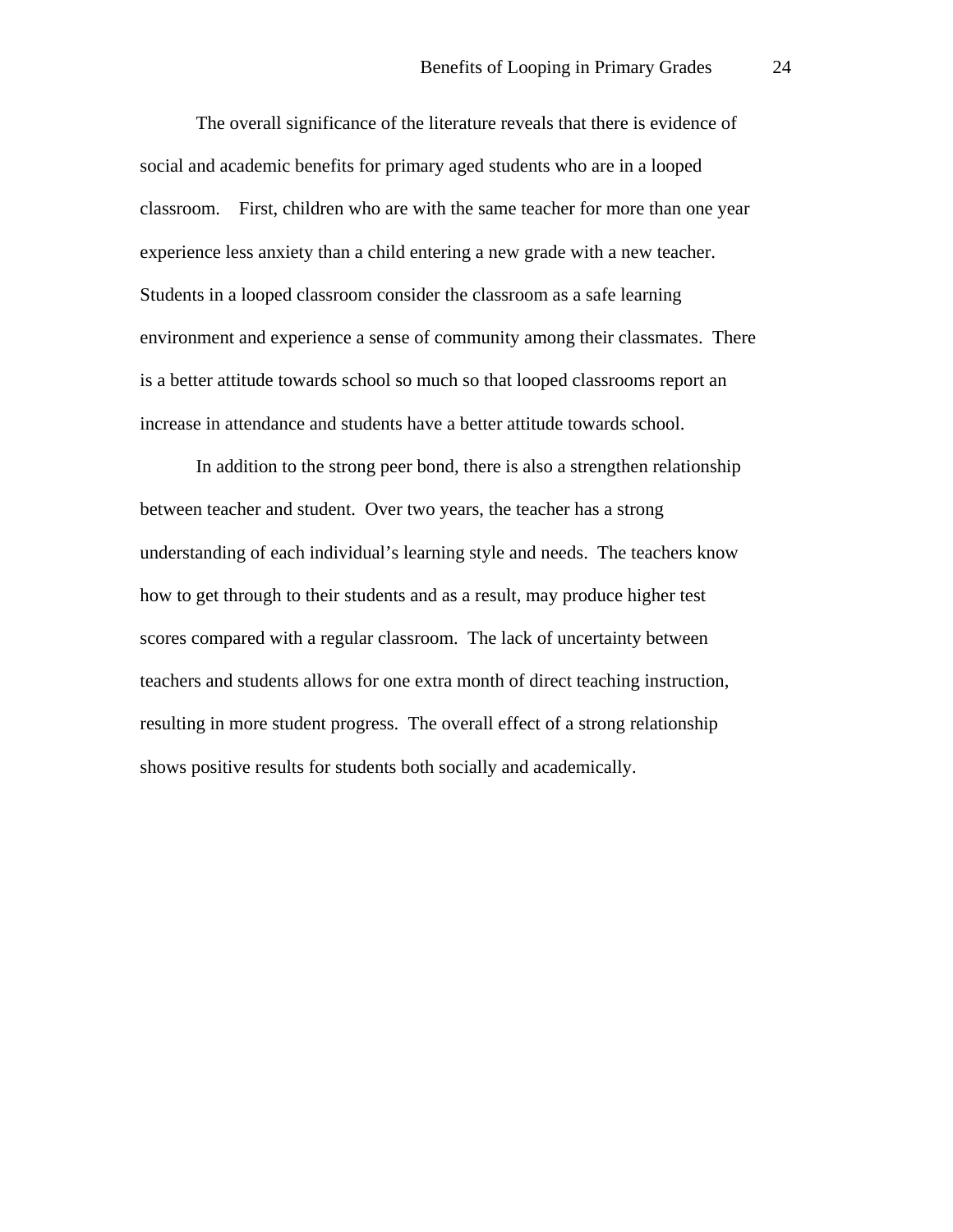The overall significance of the literature reveals that there is evidence of social and academic benefits for primary aged students who are in a looped classroom. First, children who are with the same teacher for more than one year experience less anxiety than a child entering a new grade with a new teacher. Students in a looped classroom consider the classroom as a safe learning environment and experience a sense of community among their classmates. There is a better attitude towards school so much so that looped classrooms report an increase in attendance and students have a better attitude towards school.

In addition to the strong peer bond, there is also a strengthen relationship between teacher and student. Over two years, the teacher has a strong understanding of each individual's learning style and needs. The teachers know how to get through to their students and as a result, may produce higher test scores compared with a regular classroom. The lack of uncertainty between teachers and students allows for one extra month of direct teaching instruction, resulting in more student progress. The overall effect of a strong relationship shows positive results for students both socially and academically.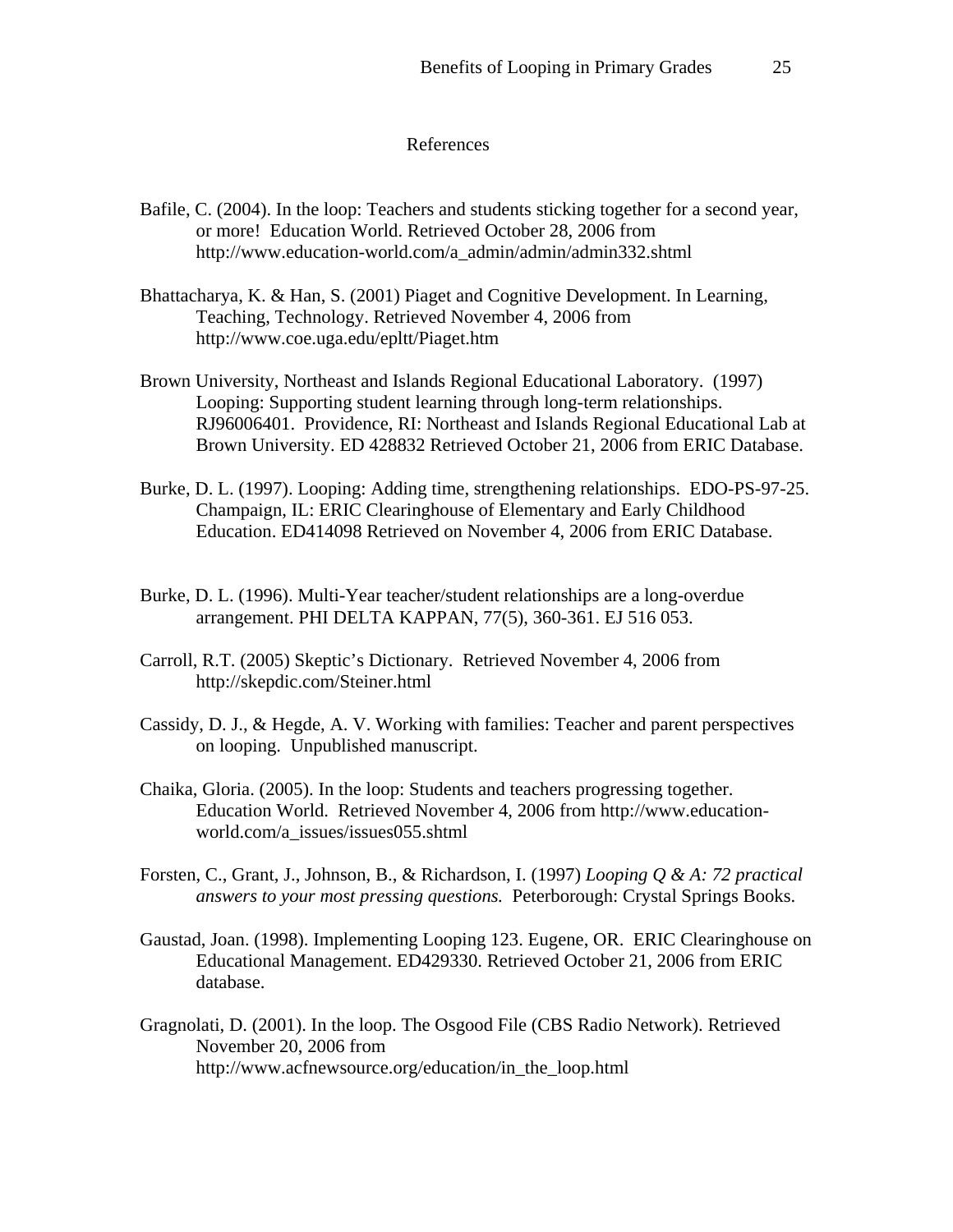# References

Bafile, C. (2004). In the loop: Teachers and students sticking together for a second year, or more! Education World. Retrieved October 28, 2006 from http://www.education-world.com/a_admin/admin/admin332.shtml

Bhattacharya, K. & Han, S. (2001) Piaget and Cognitive Development. In Learning, Teaching, Technology. Retrieved November 4, 2006 from http://www.coe.uga.edu/epltt/Piaget.htm

Brown University, Northeast and Islands Regional Educational Laboratory. (1997) Looping: Supporting student learning through long-term relationships. RJ96006401. Providence, RI: Northeast and Islands Regional Educational Lab at Brown University. ED 428832 Retrieved October 21, 2006 from ERIC Database.

Burke, D. L. (1997). Looping: Adding time, strengthening relationships. EDO-PS-97-25. Champaign, IL: ERIC Clearinghouse of Elementary and Early Childhood Education. ED414098 Retrieved on November 4, 2006 from ERIC Database.

Burke, D. L. (1996). Multi-Year teacher/student relationships are a long-overdue arrangement. PHI DELTA KAPPAN, 77(5), 360-361. EJ 516 053.

Carroll, R.T. (2005) Skeptic's Dictionary. Retrieved November 4, 2006 from http://skepdic.com/Steiner.html

Cassidy, D. J., & Hegde, A. V. Working with families: Teacher and parent perspectives on looping. Unpublished manuscript.

Chaika, Gloria. (2005). In the loop: Students and teachers progressing together. Education World. Retrieved November 4, 2006 from http://www.education-world.com/a_issues/issues055.shtml

Forsten, C., Grant, J., Johnson, B., & Richardson, I. (1997) *Looping Q & A: 72 practical answers to your most pressing questions.* Peterborough: Crystal Springs Books.

Gaustad, Joan. (1998). Implementing Looping 123. Eugene, OR. ERIC Clearinghouse on Educational Management. ED429330. Retrieved October 21, 2006 from ERIC database.

Gragnolati, D. (2001). In the loop. The Osgood File (CBS Radio Network). Retrieved November 20, 2006 from http://www.acfnewsource.org/education/in_the_loop.html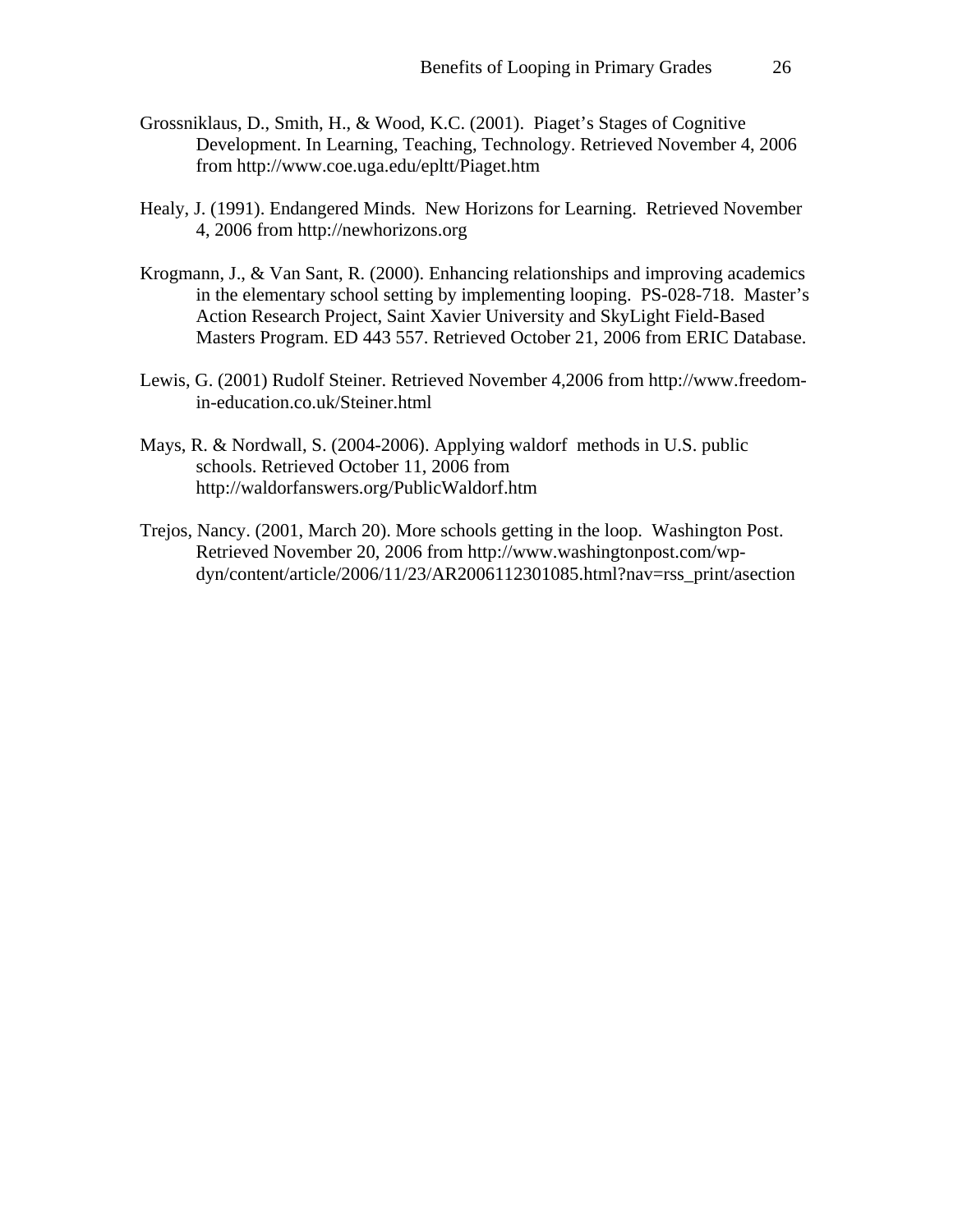Grossniklaus, D., Smith, H., & Wood, K.C. (2001). Piaget's Stages of Cognitive Development. In Learning, Teaching, Technology. Retrieved November 4, 2006 from http://www.coe.uga.edu/epltt/Piaget.htm

Healy, J. (1991). Endangered Minds. New Horizons for Learning. Retrieved November 4, 2006 from http://newhorizons.org

Krogmann, J., & Van Sant, R. (2000). Enhancing relationships and improving academics in the elementary school setting by implementing looping. PS-028-718. Master's Action Research Project, Saint Xavier University and SkyLight Field-Based Masters Program. ED 443 557. Retrieved October 21, 2006 from ERIC Database.

Lewis, G. (2001) Rudolf Steiner. Retrieved November 4,2006 from http://www.freedom-in-education.co.uk/Steiner.html

Mays, R. & Nordwall, S. (2004-2006). Applying waldorf methods in U.S. public schools. Retrieved October 11, 2006 from http://waldorfanswers.org/PublicWaldorf.htm

Trejos, Nancy. (2001, March 20). More schools getting in the loop. Washington Post. Retrieved November 20, 2006 from http://www.washingtonpost.com/wp-dyn/content/article/2006/11/23/AR2006112301085.html?nav=rss_print/asection